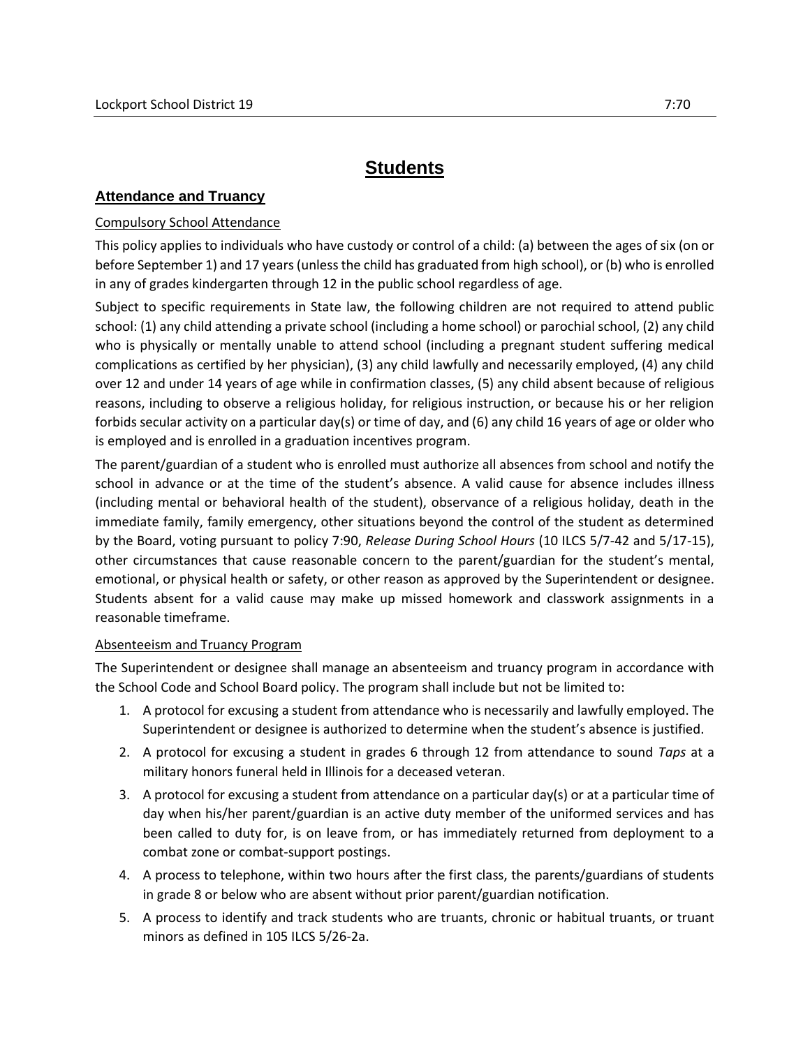# Students

## Attendance and Truancy

Compulsory School Attendance

This policy applies to individuals who have custody or control of a child: (a) between the ages of six (on or before September 1) and 17 years (unless the child has graduated from high school), or (b) who is enrolled in any of grades kindergarten through 12 in the public school regardless of age.

Subject to specific requirements in State law, the following children are not required to attend public school: (1) any child attending a private school (including a home school) or parochial school, (2) any child who is physically or mentally unable to attend school (including a pregnant student suffering medical complications as certified by her physician), (3) any child lawfully and necessarily employed, (4) any child over 12 and under 14 years of age while in confirmation classes, (5) any child absent because of religious reasons, including to observe a religious holiday, for religious instruction, or because his or her religion forbids secular activity on a particular day(s) or time of day, and (6) any child 16 years of age or older who is employed and is enrolled in a graduation incentives program.

The parent/guardian of a student who is enrolled must authorize all absences from school and notify the school in advance or at the time of the student's absence. A valid cause for absence includes illness (including mental or behavioral health of the student), observance of a religious holiday, death in the immediate family, family emergency, other situations beyond the control of the student as determined by the Board, voting pursuant to policy 7:90, *Release During School Hours* (10 ILCS 5/7-42 and 5/17-15), other circumstances that cause reasonable concern to the parent/guardian for the student's mental, emotional, or physical health or safety, or other reason as approved by the Superintendent or designee. Students absent for a valid cause may make up missed homework and classwork assignments in a reasonable timeframe.

Absenteeism and Truancy Program

The Superintendent or designee shall manage an absenteeism and truancy program in accordance with the School Code and School Board policy. The program shall include but not be limited to:

1. A protocol for excusing a student from attendance who is necessarily and lawfully employed. The Superintendent or designee is authorized to determine when the student's absence is justified.
2. A protocol for excusing a student in grades 6 through 12 from attendance to sound *Taps* at a military honors funeral held in Illinois for a deceased veteran.
3. A protocol for excusing a student from attendance on a particular day(s) or at a particular time of day when his/her parent/guardian is an active duty member of the uniformed services and has been called to duty for, is on leave from, or has immediately returned from deployment to a combat zone or combat-support postings.
4. A process to telephone, within two hours after the first class, the parents/guardians of students in grade 8 or below who are absent without prior parent/guardian notification.
5. A process to identify and track students who are truants, chronic or habitual truants, or truant minors as defined in 105 ILCS 5/26-2a.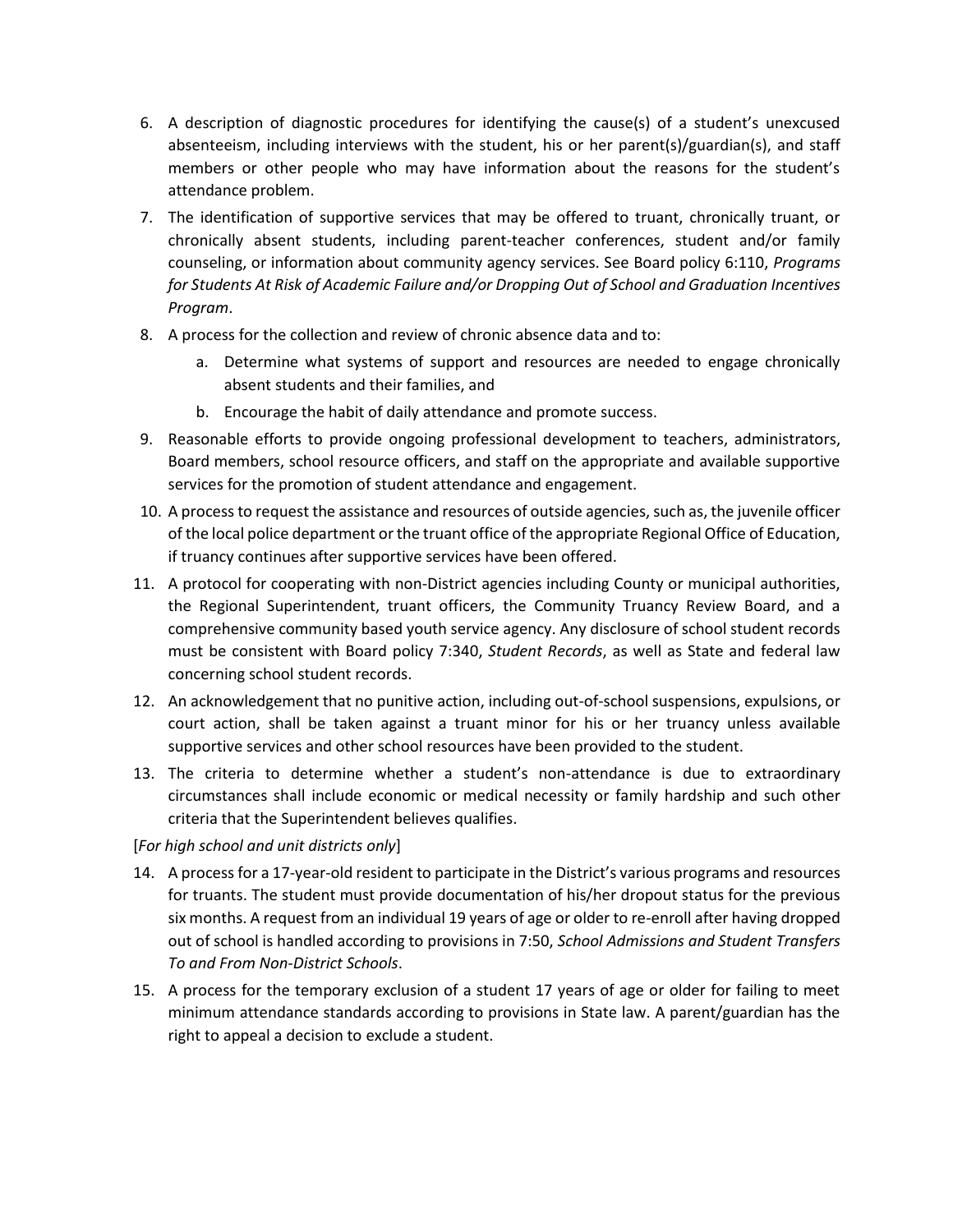6. A description of diagnostic procedures for identifying the cause(s) of a student's unexcused absenteeism, including interviews with the student, his or her parent(s)/guardian(s), and staff members or other people who may have information about the reasons for the student's attendance problem.
7. The identification of supportive services that may be offered to truant, chronically truant, or chronically absent students, including parent-teacher conferences, student and/or family counseling, or information about community agency services. See Board policy 6:110, *Programs for Students At Risk of Academic Failure and/or Dropping Out of School and Graduation Incentives Program*.
8. A process for the collection and review of chronic absence data and to:
   a. Determine what systems of support and resources are needed to engage chronically absent students and their families, and
   b. Encourage the habit of daily attendance and promote success.
9. Reasonable efforts to provide ongoing professional development to teachers, administrators, Board members, school resource officers, and staff on the appropriate and available supportive services for the promotion of student attendance and engagement.
10. A process to request the assistance and resources of outside agencies, such as, the juvenile officer of the local police department or the truant office of the appropriate Regional Office of Education, if truancy continues after supportive services have been offered.
11. A protocol for cooperating with non-District agencies including County or municipal authorities, the Regional Superintendent, truant officers, the Community Truancy Review Board, and a comprehensive community based youth service agency. Any disclosure of school student records must be consistent with Board policy 7:340, *Student Records*, as well as State and federal law concerning school student records.
12. An acknowledgement that no punitive action, including out-of-school suspensions, expulsions, or court action, shall be taken against a truant minor for his or her truancy unless available supportive services and other school resources have been provided to the student.
13. The criteria to determine whether a student's non-attendance is due to extraordinary circumstances shall include economic or medical necessity or family hardship and such other criteria that the Superintendent believes qualifies.

[*For high school and unit districts only*]

14. A process for a 17-year-old resident to participate in the District's various programs and resources for truants. The student must provide documentation of his/her dropout status for the previous six months. A request from an individual 19 years of age or older to re-enroll after having dropped out of school is handled according to provisions in 7:50, *School Admissions and Student Transfers To and From Non-District Schools*.
15. A process for the temporary exclusion of a student 17 years of age or older for failing to meet minimum attendance standards according to provisions in State law. A parent/guardian has the right to appeal a decision to exclude a student.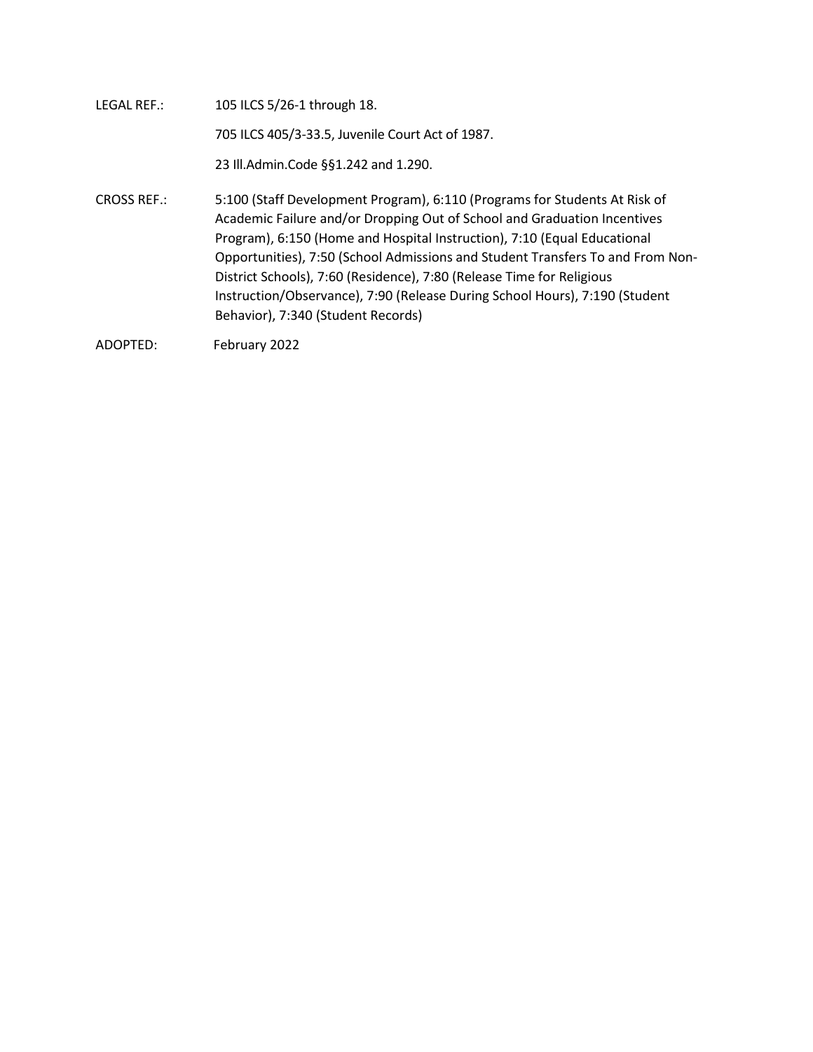LEGAL REF.: 105 ILCS 5/26-1 through 18.

705 ILCS 405/3-33.5, Juvenile Court Act of 1987.

23 Ill.Admin.Code §§1.242 and 1.290.

CROSS REF.: 5:100 (Staff Development Program), 6:110 (Programs for Students At Risk of Academic Failure and/or Dropping Out of School and Graduation Incentives Program), 6:150 (Home and Hospital Instruction), 7:10 (Equal Educational Opportunities), 7:50 (School Admissions and Student Transfers To and From Non-District Schools), 7:60 (Residence), 7:80 (Release Time for Religious Instruction/Observance), 7:90 (Release During School Hours), 7:190 (Student Behavior), 7:340 (Student Records)

ADOPTED: February 2022